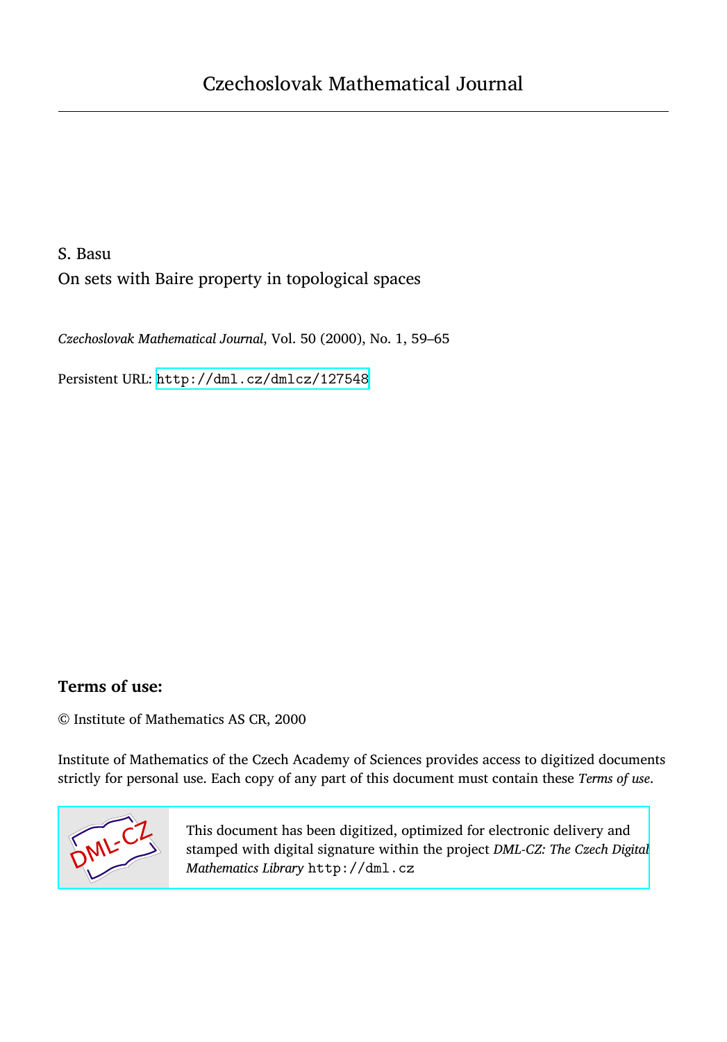# Czechoslovak Mathematical Journal

S. Basu

On sets with Baire property in topological spaces

*Czechoslovak Mathematical Journal*, Vol. 50 (2000), No. 1, 59–65

Persistent URL: http://dml.cz/dmlcz/127548

## Terms of use:

© Institute of Mathematics AS CR, 2000

Institute of Mathematics of the Czech Academy of Sciences provides access to digitized documents strictly for personal use. Each copy of any part of this document must contain these *Terms of use*.

This document has been digitized, optimized for electronic delivery and stamped with digital signature within the project *DML-CZ: The Czech Digital Mathematics Library* http://dml.cz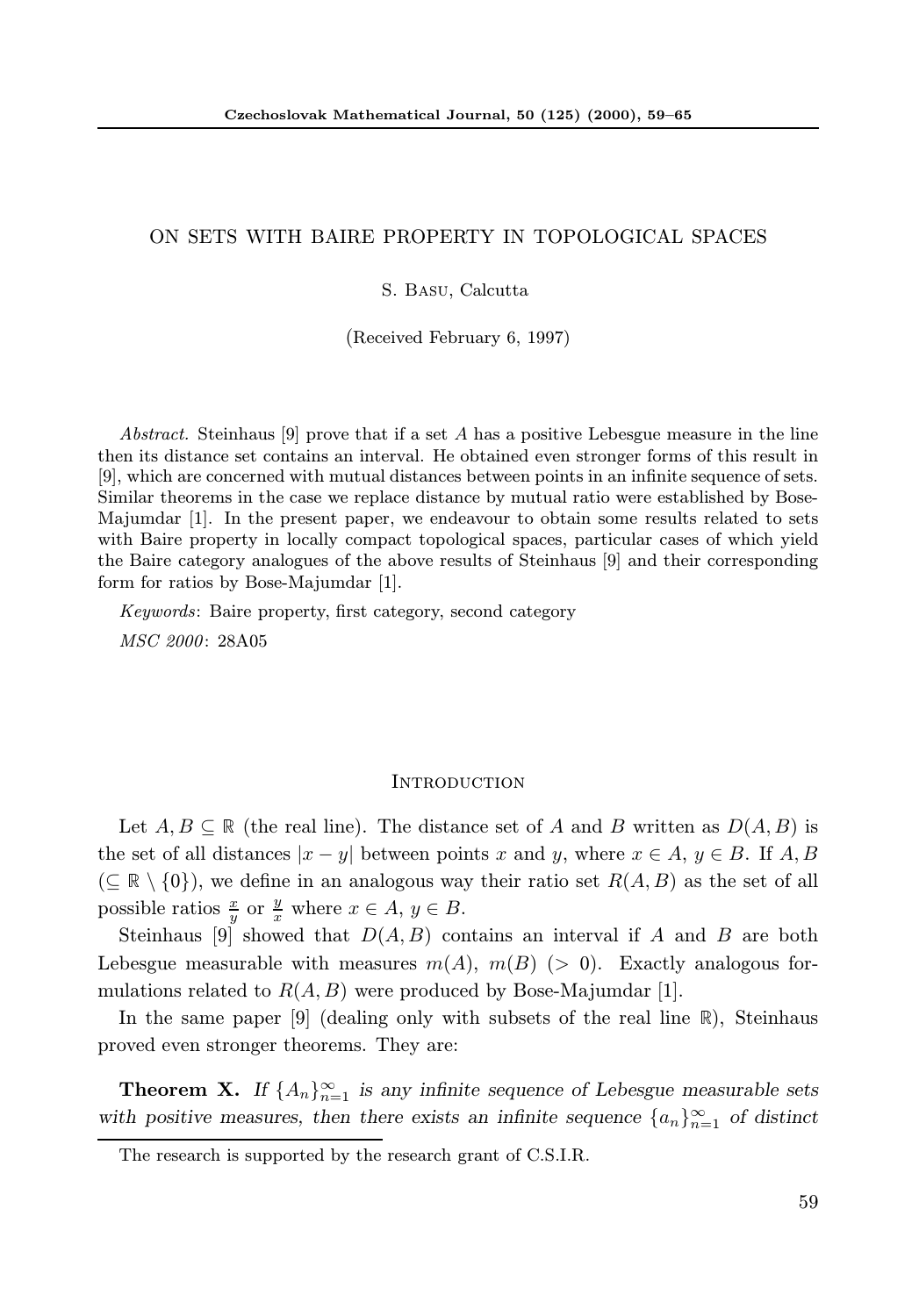ON SETS WITH BAIRE PROPERTY IN TOPOLOGICAL SPACES

S. Basu, Calcutta

(Received February 6, 1997)

*Abstract.* Steinhaus [9] prove that if a set $A$ has a positive Lebesgue measure in the line then its distance set contains an interval. He obtained even stronger forms of this result in [9], which are concerned with mutual distances between points in an infinite sequence of sets. Similar theorems in the case we replace distance by mutual ratio were established by Bose-Majumdar [1]. In the present paper, we endeavour to obtain some results related to sets with Baire property in locally compact topological spaces, particular cases of which yield the Baire category analogues of the above results of Steinhaus [9] and their corresponding form for ratios by Bose-Majumdar [1].

*Keywords*: Baire property, first category, second category

*MSC 2000*: 28A05

## Introduction

Let $A, B \subseteq \mathbb{R}$ (the real line). The distance set of $A$ and $B$ written as $D(A, B)$ is the set of all distances $|x - y|$ between points $x$ and $y$, where $x \in A$, $y \in B$. If $A, B$ $(\subseteq \mathbb{R} \setminus \{0\})$, we define in an analogous way their ratio set $R(A, B)$ as the set of all possible ratios $\frac{x}{y}$ or $\frac{y}{x}$ where $x \in A$, $y \in B$.

Steinhaus [9] showed that $D(A, B)$ contains an interval if $A$ and $B$ are both Lebesgue measurable with measures $m(A)$, $m(B)$ $(> 0)$. Exactly analogous formulations related to $R(A, B)$ were produced by Bose-Majumdar [1].

In the same paper [9] (dealing only with subsets of the real line $\mathbb{R}$), Steinhaus proved even stronger theorems. They are:

**Theorem X.** *If $\{A_n\}_{n=1}^{\infty}$ is any infinite sequence of Lebesgue measurable sets with positive measures, then there exists an infinite sequence $\{a_n\}_{n=1}^{\infty}$ of distinct*

The research is supported by the research grant of C.S.I.R.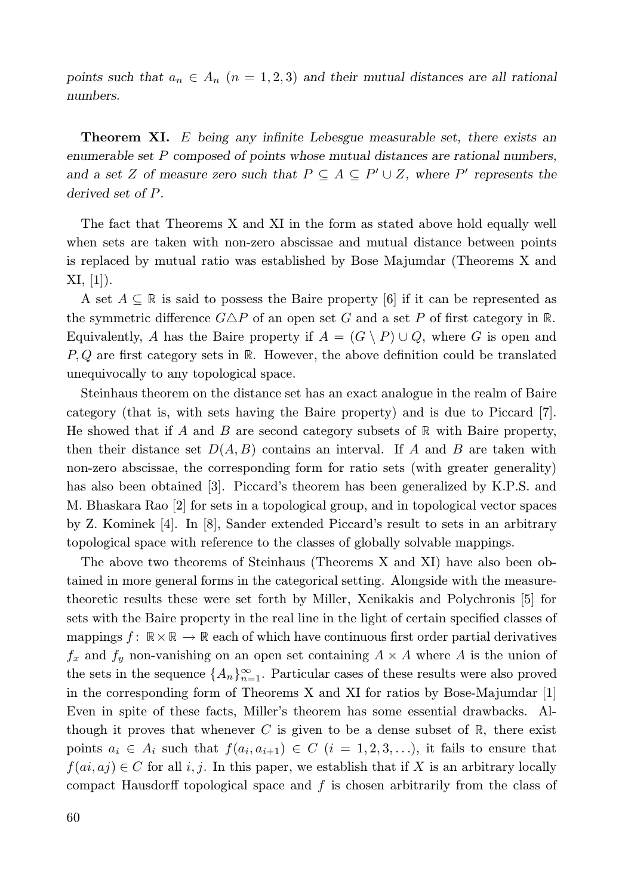*points such that $a_n \in A_n$ $(n = 1, 2, 3)$ and their mutual distances are all rational numbers.*

**Theorem XI.** *$E$ being any infinite Lebesgue measurable set, there exists an enumerable set $P$ composed of points whose mutual distances are rational numbers, and a set $Z$ of measure zero such that $P \subseteq A \subseteq P' \cup Z$, where $P'$ represents the derived set of $P$.*

The fact that Theorems X and XI in the form as stated above hold equally well when sets are taken with non-zero abscissae and mutual distance between points is replaced by mutual ratio was established by Bose Majumdar (Theorems X and XI, [1]).

A set $A \subseteq \mathbb{R}$ is said to possess the Baire property [6] if it can be represented as the symmetric difference $G \triangle P$ of an open set $G$ and a set $P$ of first category in $\mathbb{R}$. Equivalently, $A$ has the Baire property if $A = (G \setminus P) \cup Q$, where $G$ is open and $P, Q$ are first category sets in $\mathbb{R}$. However, the above definition could be translated unequivocally to any topological space.

Steinhaus theorem on the distance set has an exact analogue in the realm of Baire category (that is, with sets having the Baire property) and is due to Piccard [7]. He showed that if $A$ and $B$ are second category subsets of $\mathbb{R}$ with Baire property, then their distance set $D(A, B)$ contains an interval. If $A$ and $B$ are taken with non-zero abscissae, the corresponding form for ratio sets (with greater generality) has also been obtained [3]. Piccard's theorem has been generalized by K.P.S. and M. Bhaskara Rao [2] for sets in a topological group, and in topological vector spaces by Z. Kominek [4]. In [8], Sander extended Piccard's result to sets in an arbitrary topological space with reference to the classes of globally solvable mappings.

The above two theorems of Steinhaus (Theorems X and XI) have also been obtained in more general forms in the categorical setting. Alongside with the measure-theoretic results these were set forth by Miller, Xenikakis and Polychronis [5] for sets with the Baire property in the real line in the light of certain specified classes of mappings $f\colon \mathbb{R} \times \mathbb{R} \to \mathbb{R}$ each of which have continuous first order partial derivatives $f_x$ and $f_y$ non-vanishing on an open set containing $A \times A$ where $A$ is the union of the sets in the sequence $\{A_n\}_{n=1}^{\infty}$. Particular cases of these results were also proved in the corresponding form of Theorems X and XI for ratios by Bose-Majumdar [1] Even in spite of these facts, Miller's theorem has some essential drawbacks. Although it proves that whenever $C$ is given to be a dense subset of $\mathbb{R}$, there exist points $a_i \in A_i$ such that $f(a_i, a_{i+1}) \in C$ $(i = 1, 2, 3, \ldots)$, it fails to ensure that $f(ai, aj) \in C$ for all $i, j$. In this paper, we establish that if $X$ is an arbitrary locally compact Hausdorff topological space and $f$ is chosen arbitrarily from the class of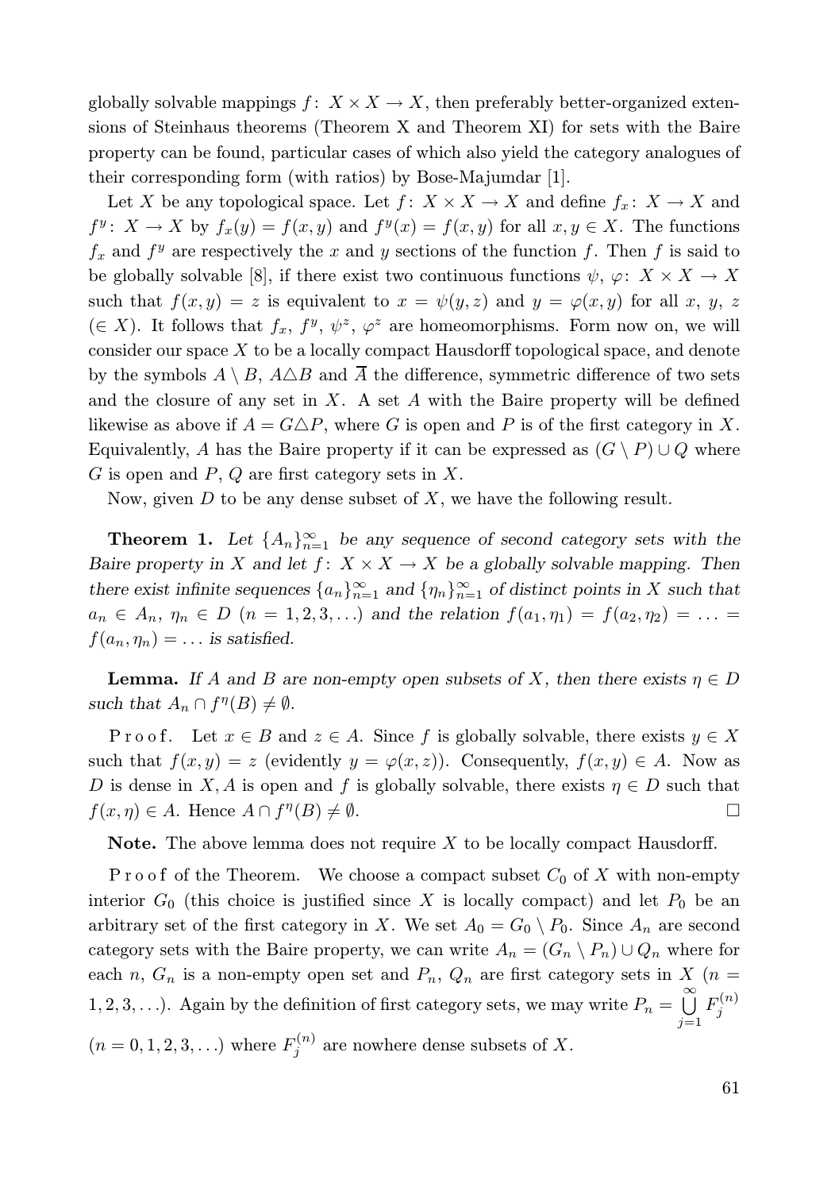globally solvable mappings $f\colon X \times X \to X$, then preferably better-organized extensions of Steinhaus theorems (Theorem X and Theorem XI) for sets with the Baire property can be found, particular cases of which also yield the category analogues of their corresponding form (with ratios) by Bose-Majumdar [1].

Let $X$ be any topological space. Let $f\colon X \times X \to X$ and define $f_x\colon X \to X$ and $f^y\colon X \to X$ by $f_x(y) = f(x,y)$ and $f^y(x) = f(x,y)$ for all $x, y \in X$. The functions $f_x$ and $f^y$ are respectively the $x$ and $y$ sections of the function $f$. Then $f$ is said to be globally solvable [8], if there exist two continuous functions $\psi$, $\varphi\colon X \times X \to X$ such that $f(x,y) = z$ is equivalent to $x = \psi(y,z)$ and $y = \varphi(x,y)$ for all $x$, $y$, $z$ ($\in X$). It follows that $f_x$, $f^y$, $\psi^z$, $\varphi^z$ are homeomorphisms. Form now on, we will consider our space $X$ to be a locally compact Hausdorff topological space, and denote by the symbols $A \setminus B$, $A \triangle B$ and $\overline{A}$ the difference, symmetric difference of two sets and the closure of any set in $X$. A set $A$ with the Baire property will be defined likewise as above if $A = G \triangle P$, where $G$ is open and $P$ is of the first category in $X$. Equivalently, $A$ has the Baire property if it can be expressed as $(G \setminus P) \cup Q$ where $G$ is open and $P$, $Q$ are first category sets in $X$.

Now, given $D$ to be any dense subset of $X$, we have the following result.

**Theorem 1.** *Let $\{A_n\}_{n=1}^{\infty}$ be any sequence of second category sets with the Baire property in $X$ and let $f\colon X \times X \to X$ be a globally solvable mapping. Then there exist infinite sequences $\{a_n\}_{n=1}^{\infty}$ and $\{\eta_n\}_{n=1}^{\infty}$ of distinct points in $X$ such that $a_n \in A_n$, $\eta_n \in D$ $(n = 1,2,3,\ldots)$ and the relation $f(a_1,\eta_1) = f(a_2,\eta_2) = \ldots = f(a_n,\eta_n) = \ldots$ is satisfied.*

**Lemma.** *If $A$ and $B$ are non-empty open subsets of $X$, then there exists $\eta \in D$ such that $A_n \cap f^{\eta}(B) \neq \emptyset$.*

Proof. Let $x \in B$ and $z \in A$. Since $f$ is globally solvable, there exists $y \in X$ such that $f(x,y) = z$ (evidently $y = \varphi(x,z)$). Consequently, $f(x,y) \in A$. Now as $D$ is dense in $X, A$ is open and $f$ is globally solvable, there exists $\eta \in D$ such that $f(x,\eta) \in A$. Hence $A \cap f^{\eta}(B) \neq \emptyset$. □

**Note.** The above lemma does not require $X$ to be locally compact Hausdorff.

Proof of the Theorem. We choose a compact subset $C_0$ of $X$ with non-empty interior $G_0$ (this choice is justified since $X$ is locally compact) and let $P_0$ be an arbitrary set of the first category in $X$. We set $A_0 = G_0 \setminus P_0$. Since $A_n$ are second category sets with the Baire property, we can write $A_n = (G_n \setminus P_n) \cup Q_n$ where for each $n$, $G_n$ is a non-empty open set and $P_n$, $Q_n$ are first category sets in $X$ $(n = 1,2,3,\ldots)$. Again by the definition of first category sets, we may write $P_n = \bigcup\limits_{j=1}^{\infty} F_j^{(n)}$ $(n = 0,1,2,3,\ldots)$ where $F_j^{(n)}$ are nowhere dense subsets of $X$.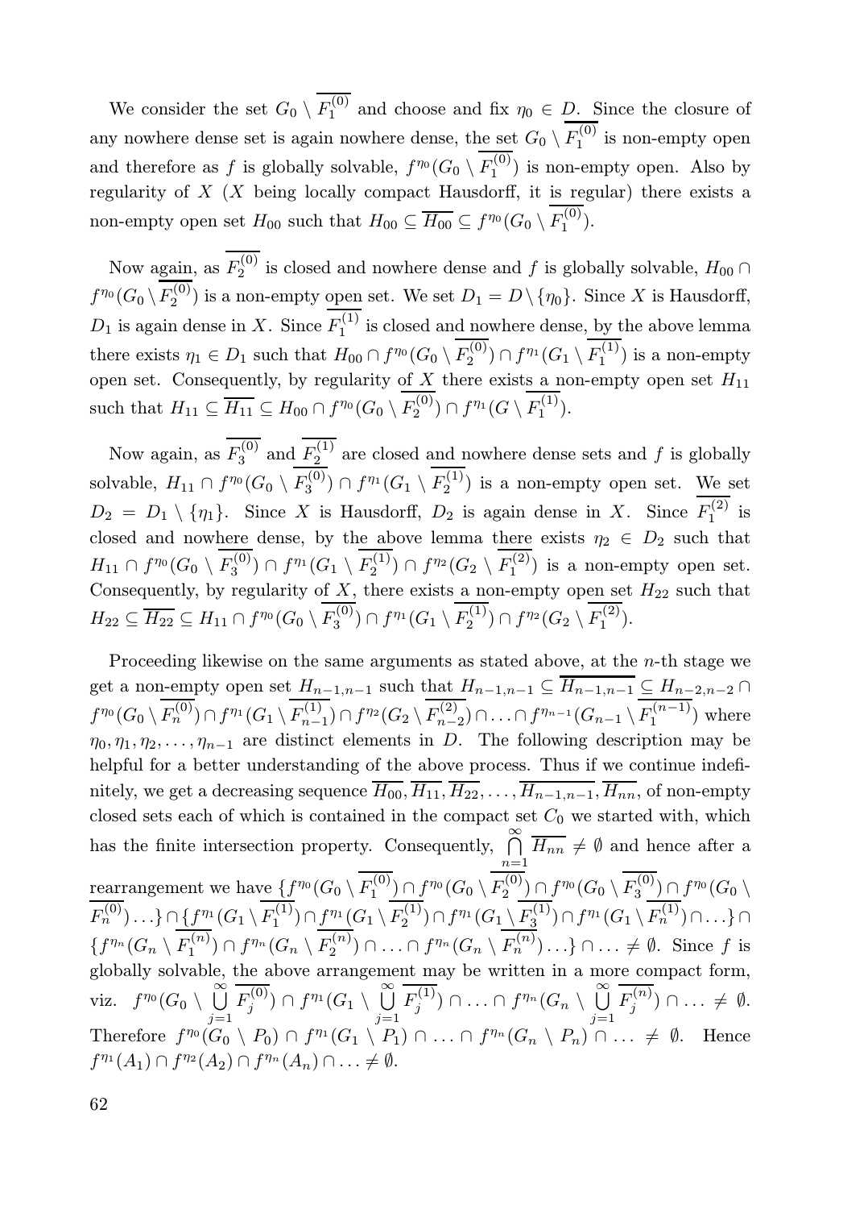We consider the set $G_0 \setminus \overline{F_1^{(0)}}$ and choose and fix $\eta_0 \in D$. Since the closure of any nowhere dense set is again nowhere dense, the set $G_0 \setminus \overline{F_1^{(0)}}$ is non-empty open and therefore as $f$ is globally solvable, $f^{\eta_0}(G_0 \setminus \overline{F_1^{(0)}})$ is non-empty open. Also by regularity of $X$ ($X$ being locally compact Hausdorff, it is regular) there exists a non-empty open set $H_{00}$ such that $H_{00} \subseteq \overline{H_{00}} \subseteq f^{\eta_0}(G_0 \setminus \overline{F_1^{(0)}})$.

Now again, as $\overline{F_2^{(0)}}$ is closed and nowhere dense and $f$ is globally solvable, $H_{00} \cap f^{\eta_0}(G_0 \setminus \overline{F_2^{(0)}})$ is a non-empty open set. We set $D_1 = D \setminus \{\eta_0\}$. Since $X$ is Hausdorff, $D_1$ is again dense in $X$. Since $\overline{F_1^{(1)}}$ is closed and nowhere dense, by the above lemma there exists $\eta_1 \in D_1$ such that $H_{00} \cap f^{\eta_0}(G_0 \setminus \overline{F_2^{(0)}}) \cap f^{\eta_1}(G_1 \setminus \overline{F_1^{(1)}})$ is a non-empty open set. Consequently, by regularity of $X$ there exists a non-empty open set $H_{11}$ such that $H_{11} \subseteq \overline{H_{11}} \subseteq H_{00} \cap f^{\eta_0}(G_0 \setminus \overline{F_2^{(0)}}) \cap f^{\eta_1}(G \setminus \overline{F_1^{(1)}})$.

Now again, as $\overline{F_3^{(0)}}$ and $\overline{F_2^{(1)}}$ are closed and nowhere dense sets and $f$ is globally solvable, $H_{11} \cap f^{\eta_0}(G_0 \setminus \overline{F_3^{(0)}}) \cap f^{\eta_1}(G_1 \setminus \overline{F_2^{(1)}})$ is a non-empty open set. We set $D_2 = D_1 \setminus \{\eta_1\}$. Since $X$ is Hausdorff, $D_2$ is again dense in $X$. Since $\overline{F_1^{(2)}}$ is closed and nowhere dense, by the above lemma there exists $\eta_2 \in D_2$ such that $H_{11} \cap f^{\eta_0}(G_0 \setminus \overline{F_3^{(0)}}) \cap f^{\eta_1}(G_1 \setminus \overline{F_2^{(1)}}) \cap f^{\eta_2}(G_2 \setminus \overline{F_1^{(2)}})$ is a non-empty open set. Consequently, by regularity of $X$, there exists a non-empty open set $H_{22}$ such that $H_{22} \subseteq \overline{H_{22}} \subseteq H_{11} \cap f^{\eta_0}(G_0 \setminus \overline{F_3^{(0)}}) \cap f^{\eta_1}(G_1 \setminus \overline{F_2^{(1)}}) \cap f^{\eta_2}(G_2 \setminus \overline{F_1^{(2)}})$.

Proceeding likewise on the same arguments as stated above, at the $n$-th stage we get a non-empty open set $H_{n-1,n-1}$ such that $H_{n-1,n-1} \subseteq \overline{H_{n-1,n-1}} \subseteq H_{n-2,n-2} \cap f^{\eta_0}(G_0 \setminus \overline{F_n^{(0)}}) \cap f^{\eta_1}(G_1 \setminus \overline{F_{n-1}^{(1)}}) \cap f^{\eta_2}(G_2 \setminus \overline{F_{n-2}^{(2)}}) \cap \ldots \cap f^{\eta_{n-1}}(G_{n-1} \setminus \overline{F_1^{(n-1)}})$ where $\eta_0, \eta_1, \eta_2, \ldots, \eta_{n-1}$ are distinct elements in $D$. The following description may be helpful for a better understanding of the above process. Thus if we continue indefinitely, we get a decreasing sequence $\overline{H_{00}}, \overline{H_{11}}, \overline{H_{22}}, \ldots, \overline{H_{n-1,n-1}}, \overline{H_{nn}}$, of non-empty closed sets each of which is contained in the compact set $C_0$ we started with, which has the finite intersection property. Consequently, $\bigcap_{n=1}^{\infty} \overline{H_{nn}} \neq \emptyset$ and hence after a rearrangement we have $\{f^{\eta_0}(G_0 \setminus \overline{F_1^{(0)}}) \cap f^{\eta_0}(G_0 \setminus \overline{F_2^{(0)}}) \cap f^{\eta_0}(G_0 \setminus \overline{F_3^{(0)}}) \cap f^{\eta_0}(G_0 \setminus \overline{F_n^{(0)}}) \ldots\} \cap \{f^{\eta_1}(G_1 \setminus \overline{F_1^{(1)}}) \cap f^{\eta_1}(G_1 \setminus \overline{F_2^{(1)}}) \cap f^{\eta_1}(G_1 \setminus \overline{F_3^{(1)}}) \cap f^{\eta_1}(G_1 \setminus \overline{F_n^{(1)}}) \cap \ldots\} \cap \{f^{\eta_n}(G_n \setminus \overline{F_1^{(n)}}) \cap f^{\eta_n}(G_n \setminus \overline{F_2^{(n)}}) \cap \ldots \cap f^{\eta_n}(G_n \setminus \overline{F_n^{(n)}}) \ldots\} \cap \ldots \neq \emptyset$. Since $f$ is globally solvable, the above arrangement may be written in a more compact form, viz. $f^{\eta_0}(G_0 \setminus \bigcup_{j=1}^{\infty} \overline{F_j^{(0)}}) \cap f^{\eta_1}(G_1 \setminus \bigcup_{j=1}^{\infty} \overline{F_j^{(1)}}) \cap \ldots \cap f^{\eta_n}(G_n \setminus \bigcup_{j=1}^{\infty} \overline{F_j^{(n)}}) \cap \ldots \neq \emptyset$. Therefore $f^{\eta_0}(G_0 \setminus P_0) \cap f^{\eta_1}(G_1 \setminus P_1) \cap \ldots \cap f^{\eta_n}(G_n \setminus P_n) \cap \ldots \neq \emptyset$. Hence $f^{\eta_1}(A_1) \cap f^{\eta_2}(A_2) \cap f^{\eta_n}(A_n) \cap \ldots \neq \emptyset$.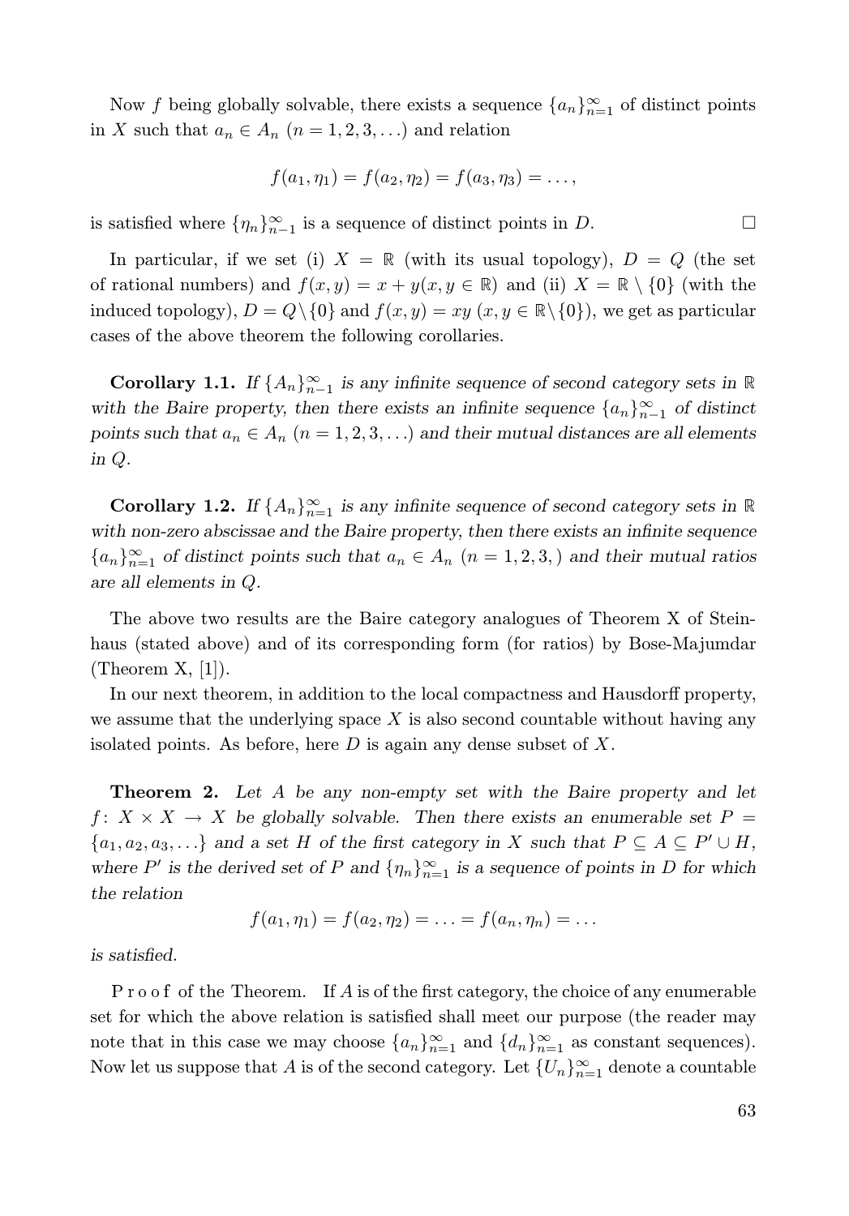Now $f$ being globally solvable, there exists a sequence $\{a_n\}_{n=1}^{\infty}$ of distinct points in $X$ such that $a_n \in A_n$ $(n = 1, 2, 3, \ldots)$ and relation

$$f(a_1, \eta_1) = f(a_2, \eta_2) = f(a_3, \eta_3) = \ldots,$$

is satisfied where $\{\eta_n\}_{n-1}^{\infty}$ is a sequence of distinct points in $D$. $\square$

In particular, if we set (i) $X = \mathbb{R}$ (with its usual topology), $D = Q$ (the set of rational numbers) and $f(x, y) = x + y(x, y \in \mathbb{R})$ and (ii) $X = \mathbb{R} \setminus \{0\}$ (with the induced topology), $D = Q \setminus \{0\}$ and $f(x, y) = xy$ $(x, y \in \mathbb{R} \setminus \{0\})$, we get as particular cases of the above theorem the following corollaries.

**Corollary 1.1.** *If $\{A_n\}_{n-1}^{\infty}$ is any infinite sequence of second category sets in $\mathbb{R}$ with the Baire property, then there exists an infinite sequence $\{a_n\}_{n-1}^{\infty}$ of distinct points such that $a_n \in A_n$ $(n = 1, 2, 3, \ldots)$ and their mutual distances are all elements in $Q$.*

**Corollary 1.2.** *If $\{A_n\}_{n=1}^{\infty}$ is any infinite sequence of second category sets in $\mathbb{R}$ with non-zero abscissae and the Baire property, then there exists an infinite sequence $\{a_n\}_{n=1}^{\infty}$ of distinct points such that $a_n \in A_n$ $(n = 1, 2, 3, )$ and their mutual ratios are all elements in $Q$.*

The above two results are the Baire category analogues of Theorem X of Steinhaus (stated above) and of its corresponding form (for ratios) by Bose-Majumdar (Theorem X, [1]).

In our next theorem, in addition to the local compactness and Hausdorff property, we assume that the underlying space $X$ is also second countable without having any isolated points. As before, here $D$ is again any dense subset of $X$.

**Theorem 2.** *Let $A$ be any non-empty set with the Baire property and let $f\colon X \times X \to X$ be globally solvable. Then there exists an enumerable set $P = \{a_1, a_2, a_3, \ldots\}$ and a set $H$ of the first category in $X$ such that $P \subseteq A \subseteq P' \cup H$, where $P'$ is the derived set of $P$ and $\{\eta_n\}_{n=1}^{\infty}$ is a sequence of points in $D$ for which the relation*

$$f(a_1, \eta_1) = f(a_2, \eta_2) = \ldots = f(a_n, \eta_n) = \ldots$$

*is satisfied.*

Proof of the Theorem. If $A$ is of the first category, the choice of any enumerable set for which the above relation is satisfied shall meet our purpose (the reader may note that in this case we may choose $\{a_n\}_{n=1}^{\infty}$ and $\{d_n\}_{n=1}^{\infty}$ as constant sequences). Now let us suppose that $A$ is of the second category. Let $\{U_n\}_{n=1}^{\infty}$ denote a countable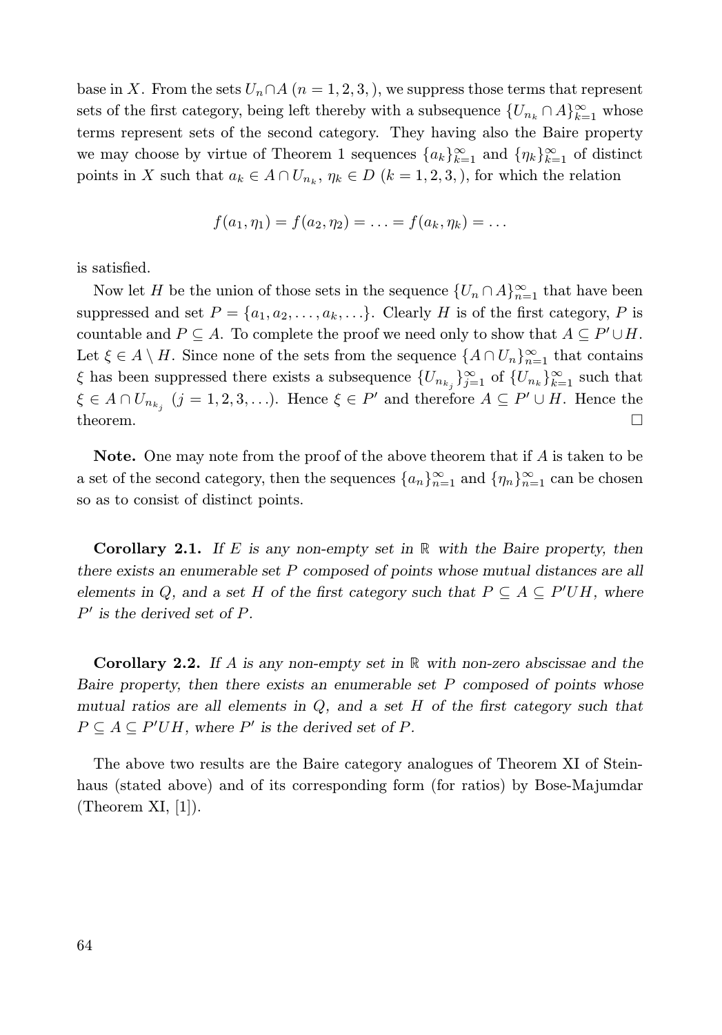base in $X$. From the sets $U_n \cap A$ $(n = 1, 2, 3, )$, we suppress those terms that represent sets of the first category, being left thereby with a subsequence $\{U_{n_k} \cap A\}_{k=1}^{\infty}$ whose terms represent sets of the second category. They having also the Baire property we may choose by virtue of Theorem 1 sequences $\{a_k\}_{k=1}^{\infty}$ and $\{\eta_k\}_{k=1}^{\infty}$ of distinct points in $X$ such that $a_k \in A \cap U_{n_k}$, $\eta_k \in D$ $(k = 1, 2, 3, )$, for which the relation

$$f(a_1, \eta_1) = f(a_2, \eta_2) = \ldots = f(a_k, \eta_k) = \ldots$$

is satisfied.

Now let $H$ be the union of those sets in the sequence $\{U_n \cap A\}_{n=1}^{\infty}$ that have been suppressed and set $P = \{a_1, a_2, \ldots, a_k, \ldots\}$. Clearly $H$ is of the first category, $P$ is countable and $P \subseteq A$. To complete the proof we need only to show that $A \subseteq P' \cup H$. Let $\xi \in A \setminus H$. Since none of the sets from the sequence $\{A \cap U_n\}_{n=1}^{\infty}$ that contains $\xi$ has been suppressed there exists a subsequence $\{U_{n_{k_j}}\}_{j=1}^{\infty}$ of $\{U_{n_k}\}_{k=1}^{\infty}$ such that $\xi \in A \cap U_{n_{k_j}}$ $(j = 1, 2, 3, \ldots)$. Hence $\xi \in P'$ and therefore $A \subseteq P' \cup H$. Hence the theorem. $\square$

**Note.** One may note from the proof of the above theorem that if $A$ is taken to be a set of the second category, then the sequences $\{a_n\}_{n=1}^{\infty}$ and $\{\eta_n\}_{n=1}^{\infty}$ can be chosen so as to consist of distinct points.

**Corollary 2.1.** *If $E$ is any non-empty set in $\mathbb{R}$ with the Baire property, then there exists an enumerable set $P$ composed of points whose mutual distances are all elements in $Q$, and a set $H$ of the first category such that $P \subseteq A \subseteq P'UH$, where $P'$ is the derived set of $P$.*

**Corollary 2.2.** *If $A$ is any non-empty set in $\mathbb{R}$ with non-zero abscissae and the Baire property, then there exists an enumerable set $P$ composed of points whose mutual ratios are all elements in $Q$, and a set $H$ of the first category such that $P \subseteq A \subseteq P'UH$, where $P'$ is the derived set of $P$.*

The above two results are the Baire category analogues of Theorem XI of Steinhaus (stated above) and of its corresponding form (for ratios) by Bose-Majumdar (Theorem XI, [1]).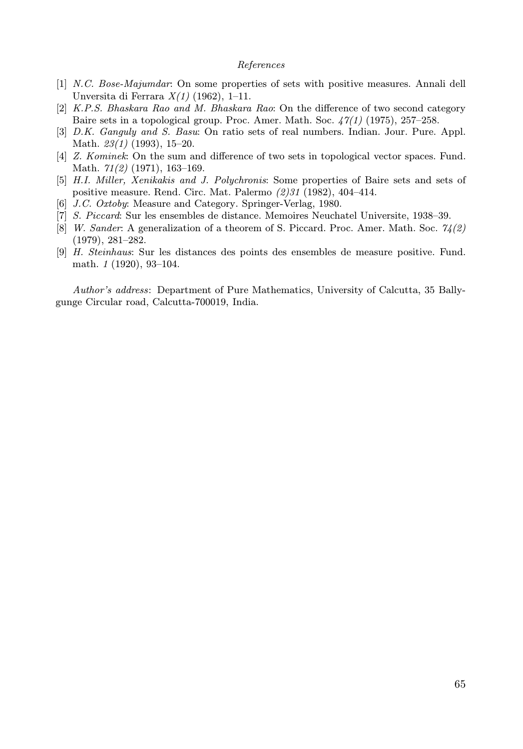*References*

[1] *N.C. Bose-Majumdar*: On some properties of sets with positive measures. Annali dell Unversita di Ferrara *X(1)* (1962), 1–11.

[2] *K.P.S. Bhaskara Rao and M. Bhaskara Rao*: On the difference of two second category Baire sets in a topological group. Proc. Amer. Math. Soc. *47(1)* (1975), 257–258.

[3] *D.K. Ganguly and S. Basu*: On ratio sets of real numbers. Indian. Jour. Pure. Appl. Math. *23(1)* (1993), 15–20.

[4] *Z. Kominek*: On the sum and difference of two sets in topological vector spaces. Fund. Math. *71(2)* (1971), 163–169.

[5] *H.I. Miller, Xenikakis and J. Polychronis*: Some properties of Baire sets and sets of positive measure. Rend. Circ. Mat. Palermo *(2)31* (1982), 404–414.

[6] *J.C. Oxtoby*: Measure and Category. Springer-Verlag, 1980.

[7] *S. Piccard*: Sur les ensembles de distance. Memoires Neuchatel Universite, 1938–39.

[8] *W. Sander*: A generalization of a theorem of S. Piccard. Proc. Amer. Math. Soc. *74(2)* (1979), 281–282.

[9] *H. Steinhaus*: Sur les distances des points des ensembles de measure positive. Fund. math. *1* (1920), 93–104.

*Author's address*: Department of Pure Mathematics, University of Calcutta, 35 Ballygunge Circular road, Calcutta-700019, India.